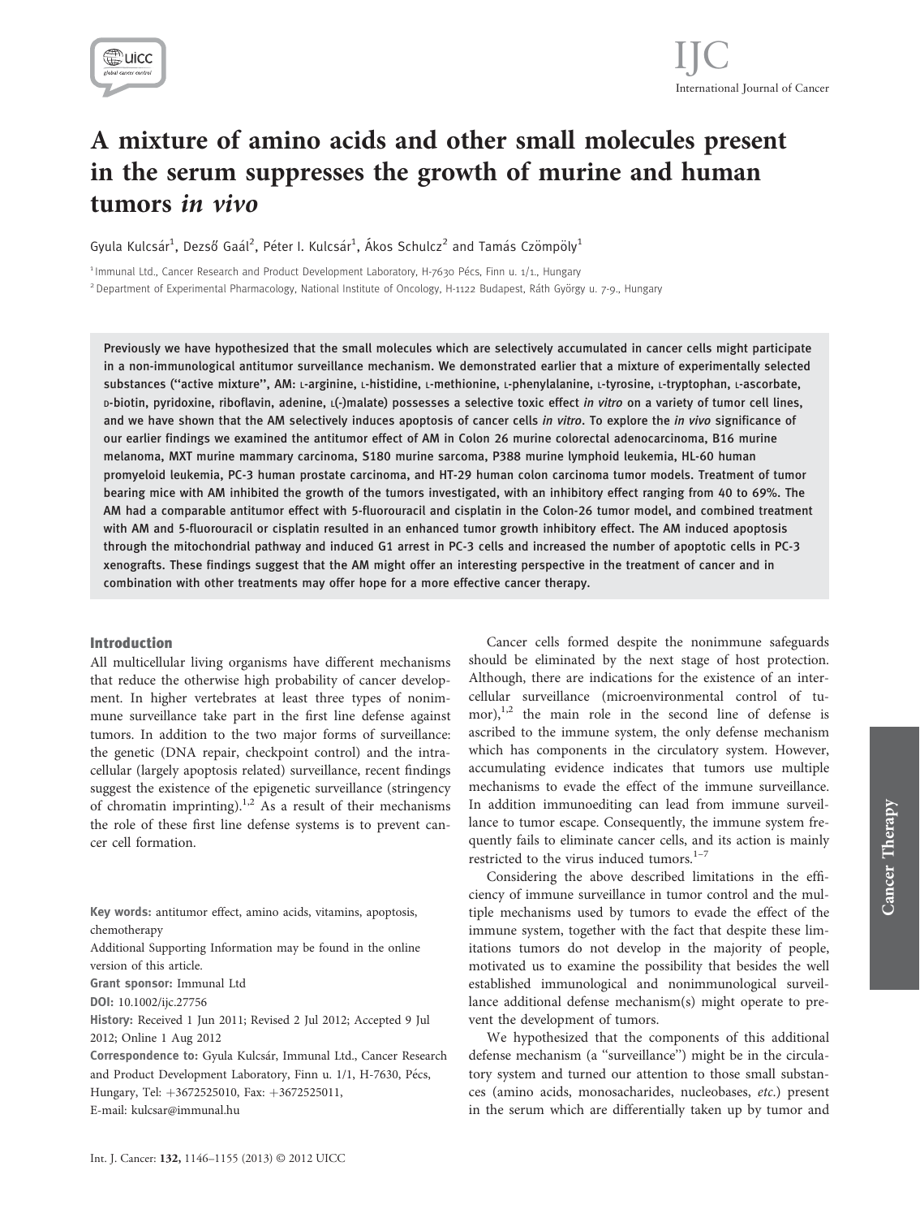# A mixture of amino acids and other small molecules present in the serum suppresses the growth of murine and human tumors *in vivo*

Gyula Kulcsár[1], Dezső Gaál[2], Péter I. Kulcsár[1], Ákos Schulcz[2] and Tamás Czömpöly[1]

[1] Immunal Ltd., Cancer Research and Product Development Laboratory, H-7630 Pécs, Finn u. 1/1., Hungary

[2] Department of Experimental Pharmacology, National Institute of Oncology, H-1122 Budapest, Ráth György u. 7-9., Hungary

**Previously we have hypothesized that the small molecules which are selectively accumulated in cancer cells might participate in a non-immunological antitumor surveillance mechanism. We demonstrated earlier that a mixture of experimentally selected substances ("active mixture", AM: L-arginine, L-histidine, L-methionine, L-phenylalanine, L-tyrosine, L-tryptophan, L-ascorbate, D-biotin, pyridoxine, riboflavin, adenine, L(-)malate) possesses a selective toxic effect *in vitro* on a variety of tumor cell lines, and we have shown that the AM selectively induces apoptosis of cancer cells *in vitro*. To explore the *in vivo* significance of our earlier findings we examined the antitumor effect of AM in Colon 26 murine colorectal adenocarcinoma, B16 murine melanoma, MXT murine mammary carcinoma, S180 murine sarcoma, P388 murine lymphoid leukemia, HL-60 human promyeloid leukemia, PC-3 human prostate carcinoma, and HT-29 human colon carcinoma tumor models. Treatment of tumor bearing mice with AM inhibited the growth of the tumors investigated, with an inhibitory effect ranging from 40 to 69%. The AM had a comparable antitumor effect with 5-fluorouracil and cisplatin in the Colon-26 tumor model, and combined treatment with AM and 5-fluorouracil or cisplatin resulted in an enhanced tumor growth inhibitory effect. The AM induced apoptosis through the mitochondrial pathway and induced G1 arrest in PC-3 cells and increased the number of apoptotic cells in PC-3 xenografts. These findings suggest that the AM might offer an interesting perspective in the treatment of cancer and in combination with other treatments may offer hope for a more effective cancer therapy.**

## Introduction

All multicellular living organisms have different mechanisms that reduce the otherwise high probability of cancer development. In higher vertebrates at least three types of nonimmune surveillance take part in the first line defense against tumors. In addition to the two major forms of surveillance: the genetic (DNA repair, checkpoint control) and the intracellular (largely apoptosis related) surveillance, recent findings suggest the existence of the epigenetic surveillance (stringency of chromatin imprinting).[1,2] As a result of their mechanisms the role of these first line defense systems is to prevent cancer cell formation.

**Key words:** antitumor effect, amino acids, vitamins, apoptosis, chemotherapy

Additional Supporting Information may be found in the online version of this article.

**Grant sponsor:** Immunal Ltd

**DOI:** 10.1002/ijc.27756

**History:** Received 1 Jun 2011; Revised 2 Jul 2012; Accepted 9 Jul 2012; Online 1 Aug 2012

**Correspondence to:** Gyula Kulcsár, Immunal Ltd., Cancer Research and Product Development Laboratory, Finn u. 1/1, H-7630, Pécs, Hungary, Tel: +3672525010, Fax: +3672525011, E-mail: kulcsar@immunal.hu

Cancer cells formed despite the nonimmune safeguards should be eliminated by the next stage of host protection. Although, there are indications for the existence of an intercellular surveillance (microenvironmental control of tumor),[1,2] the main role in the second line of defense is ascribed to the immune system, the only defense mechanism which has components in the circulatory system. However, accumulating evidence indicates that tumors use multiple mechanisms to evade the effect of the immune surveillance. In addition immunoediting can lead from immune surveillance to tumor escape. Consequently, the immune system frequently fails to eliminate cancer cells, and its action is mainly restricted to the virus induced tumors.[1–7]

Considering the above described limitations in the efficiency of immune surveillance in tumor control and the multiple mechanisms used by tumors to evade the effect of the immune system, together with the fact that despite these limitations tumors do not develop in the majority of people, motivated us to examine the possibility that besides the well established immunological and nonimmunological surveillance additional defense mechanism(s) might operate to prevent the development of tumors.

We hypothesized that the components of this additional defense mechanism (a "surveillance") might be in the circulatory system and turned our attention to those small substances (amino acids, monosacharides, nucleobases, *etc.*) present in the serum which are differentially taken up by tumor and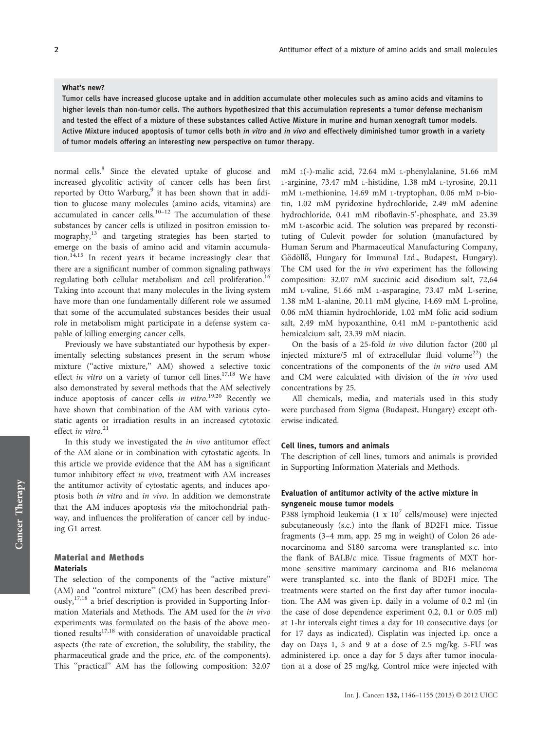**What's new?**

Tumor cells have increased glucose uptake and in addition accumulate other molecules such as amino acids and vitamins to higher levels than non-tumor cells. The authors hypothesized that this accumulation represents a tumor defense mechanism and tested the effect of a mixture of these substances called Active Mixture in murine and human xenograft tumor models. Active Mixture induced apoptosis of tumor cells both *in vitro* and *in vivo* and effectively diminished tumor growth in a variety of tumor models offering an interesting new perspective on tumor therapy.

normal cells.[8] Since the elevated uptake of glucose and increased glycolitic activity of cancer cells has been first reported by Otto Warburg,[9] it has been shown that in addition to glucose many molecules (amino acids, vitamins) are accumulated in cancer cells.[10–12] The accumulation of these substances by cancer cells is utilized in positron emission tomography,[13] and targeting strategies has been started to emerge on the basis of amino acid and vitamin accumulation.[14,15] In recent years it became increasingly clear that there are a significant number of common signaling pathways regulating both cellular metabolism and cell proliferation.[16] Taking into account that many molecules in the living system have more than one fundamentally different role we assumed that some of the accumulated substances besides their usual role in metabolism might participate in a defense system capable of killing emerging cancer cells.

Previously we have substantiated our hypothesis by experimentally selecting substances present in the serum whose mixture ("active mixture," AM) showed a selective toxic effect *in vitro* on a variety of tumor cell lines.[17,18] We have also demonstrated by several methods that the AM selectively induce apoptosis of cancer cells *in vitro*.[19,20] Recently we have shown that combination of the AM with various cytostatic agents or irradiation results in an increased cytotoxic effect *in vitro*.[21]

In this study we investigated the *in vivo* antitumor effect of the AM alone or in combination with cytostatic agents. In this article we provide evidence that the AM has a significant tumor inhibitory effect *in vivo*, treatment with AM increases the antitumor activity of cytostatic agents, and induces apoptosis both *in vitro* and *in vivo*. In addition we demonstrate that the AM induces apoptosis *via* the mitochondrial pathway, and influences the proliferation of cancer cell by inducing G1 arrest.

## Material and Methods

### Materials

The selection of the components of the "active mixture" (AM) and "control mixture" (CM) has been described previously,[17,18] a brief description is provided in Supporting Information Materials and Methods. The AM used for the *in vivo* experiments was formulated on the basis of the above mentioned results[17,18] with consideration of unavoidable practical aspects (the rate of excretion, the solubility, the stability, the pharmaceutical grade and the price, *etc.* of the components). This "practical" AM has the following composition: 32.07 mM L(-)-malic acid, 72.64 mM L-phenylalanine, 51.66 mM L-arginine, 73.47 mM L-histidine, 1.38 mM L-tyrosine, 20.11 mM L-methionine, 14.69 mM L-tryptophan, 0.06 mM D-biotin, 1.02 mM pyridoxine hydrochloride, 2.49 mM adenine hydrochloride, 0.41 mM riboflavin-5′-phosphate, and 23.39 mM L-ascorbic acid. The solution was prepared by reconstituting of Culevit powder for solution (manufactured by Human Serum and Pharmaceutical Manufacturing Company, Gödöllő, Hungary for Immunal Ltd., Budapest, Hungary). The CM used for the *in vivo* experiment has the following composition: 32.07 mM succinic acid disodium salt, 72,64 mM L-valine, 51.66 mM L-asparagine, 73.47 mM L-serine, 1.38 mM L-alanine, 20.11 mM glycine, 14.69 mM L-proline, 0.06 mM thiamin hydrochloride, 1.02 mM folic acid sodium salt, 2.49 mM hypoxanthine, 0.41 mM D-pantothenic acid hemicalcium salt, 23.39 mM niacin.

On the basis of a 25-fold *in vivo* dilution factor (200 μl injected mixture/5 ml of extracellular fluid volume[22]) the concentrations of the components of the *in vitro* used AM and CM were calculated with division of the *in vivo* used concentrations by 25.

All chemicals, media, and materials used in this study were purchased from Sigma (Budapest, Hungary) except otherwise indicated.

### Cell lines, tumors and animals

The description of cell lines, tumors and animals is provided in Supporting Information Materials and Methods.

### Evaluation of antitumor activity of the active mixture in syngeneic mouse tumor models

P388 lymphoid leukemia ($1 \times 10^7$ cells/mouse) were injected subcutaneously (s.c.) into the flank of BD2F1 mice. Tissue fragments (3–4 mm, app. 25 mg in weight) of Colon 26 adenocarcinoma and S180 sarcoma were transplanted s.c. into the flank of BALB/c mice. Tissue fragments of MXT hormone sensitive mammary carcinoma and B16 melanoma were transplanted s.c. into the flank of BD2F1 mice. The treatments were started on the first day after tumor inoculation. The AM was given i.p. daily in a volume of 0.2 ml (in the case of dose dependence experiment 0.2, 0.1 or 0.05 ml) at 1-hr intervals eight times a day for 10 consecutive days (or for 17 days as indicated). Cisplatin was injected i.p. once a day on Days 1, 5 and 9 at a dose of 2.5 mg/kg. 5-FU was administered i.p. once a day for 5 days after tumor inoculation at a dose of 25 mg/kg. Control mice were injected with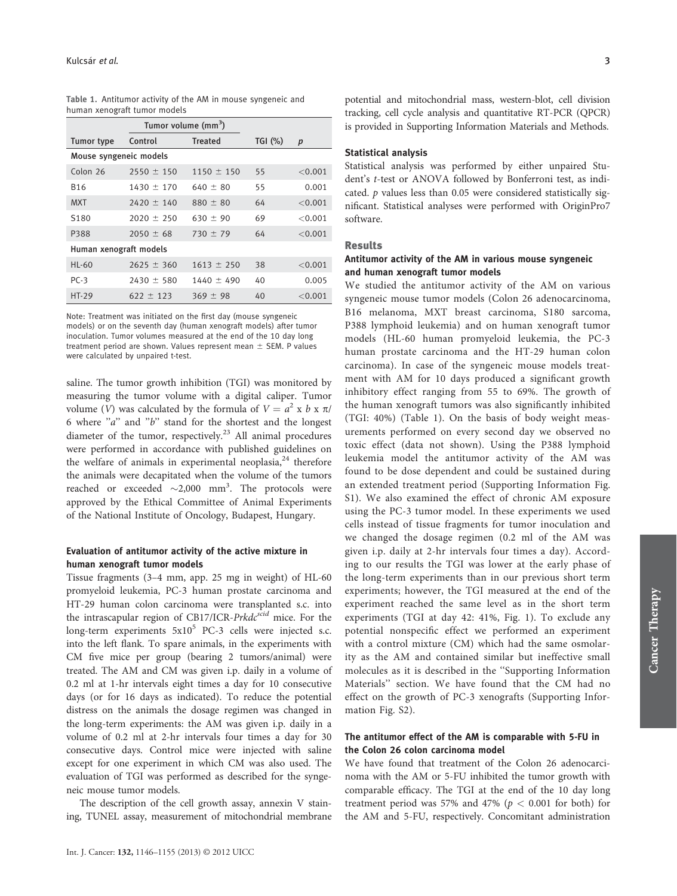**Table 1.** Antitumor activity of the AM in mouse syngeneic and human xenograft tumor models

| | Tumor volume ($mm^3$) | | | |
|---|---|---|---|---|
| Tumor type | Control | Treated | TGI (%) | *p* |
| Mouse syngeneic models | | | | |
| Colon 26 | 2550 ± 150 | 1150 ± 150 | 55 | <0.001 |
| B16 | 1430 ± 170 | 640 ± 80 | 55 | 0.001 |
| MXT | 2420 ± 140 | 880 ± 80 | 64 | <0.001 |
| S180 | 2020 ± 250 | 630 ± 90 | 69 | <0.001 |
| P388 | 2050 ± 68 | 730 ± 79 | 64 | <0.001 |
| Human xenograft models | | | | |
| HL-60 | 2625 ± 360 | 1613 ± 250 | 38 | <0.001 |
| PC-3 | 2430 ± 580 | 1440 ± 490 | 40 | 0.005 |
| HT-29 | 622 ± 123 | 369 ± 98 | 40 | <0.001 |

Note: Treatment was initiated on the first day (mouse syngeneic models) or on the seventh day (human xenograft models) after tumor inoculation. Tumor volumes measured at the end of the 10 day long treatment period are shown. Values represent mean ± SEM. P values were calculated by unpaired t-test.

saline. The tumor growth inhibition (TGI) was monitored by measuring the tumor volume with a digital caliper. Tumor volume ($V$) was calculated by the formula of $V = a^2 \times b \times \pi/6$ where "$a$" and "$b$" stand for the shortest and the longest diameter of the tumor, respectively.[23] All animal procedures were performed in accordance with published guidelines on the welfare of animals in experimental neoplasia,[24] therefore the animals were decapitated when the volume of the tumors reached or exceeded ~2,000 $mm^3$. The protocols were approved by the Ethical Committee of Animal Experiments of the National Institute of Oncology, Budapest, Hungary.

### Evaluation of antitumor activity of the active mixture in human xenograft tumor models

Tissue fragments (3–4 mm, app. 25 mg in weight) of HL-60 promyeloid leukemia, PC-3 human prostate carcinoma and HT-29 human colon carcinoma were transplanted s.c. into the intrascapular region of CB17/ICR-*Prkdc*$^{scid}$ mice. For the long-term experiments $5 \times 10^5$ PC-3 cells were injected s.c. into the left flank. To spare animals, in the experiments with CM five mice per group (bearing 2 tumors/animal) were treated. The AM and CM was given i.p. daily in a volume of 0.2 ml at 1-hr intervals eight times a day for 10 consecutive days (or for 16 days as indicated). To reduce the potential distress on the animals the dosage regimen was changed in the long-term experiments: the AM was given i.p. daily in a volume of 0.2 ml at 2-hr intervals four times a day for 30 consecutive days. Control mice were injected with saline except for one experiment in which CM was also used. The evaluation of TGI was performed as described for the syngeneic mouse tumor models.

The description of the cell growth assay, annexin V staining, TUNEL assay, measurement of mitochondrial membrane potential and mitochondrial mass, western-blot, cell division tracking, cell cycle analysis and quantitative RT-PCR (QPCR) is provided in Supporting Information Materials and Methods.

### Statistical analysis

Statistical analysis was performed by either unpaired Student's *t*-test or ANOVA followed by Bonferroni test, as indicated. *p* values less than 0.05 were considered statistically significant. Statistical analyses were performed with OriginPro7 software.

## Results

### Antitumor activity of the AM in various mouse syngeneic and human xenograft tumor models

We studied the antitumor activity of the AM on various syngeneic mouse tumor models (Colon 26 adenocarcinoma, B16 melanoma, MXT breast carcinoma, S180 sarcoma, P388 lymphoid leukemia) and on human xenograft tumor models (HL-60 human promyeloid leukemia, the PC-3 human prostate carcinoma and the HT-29 human colon carcinoma). In case of the syngeneic mouse models treatment with AM for 10 days produced a significant growth inhibitory effect ranging from 55 to 69%. The growth of the human xenograft tumors was also significantly inhibited (TGI: 40%) (Table 1). On the basis of body weight measurements performed on every second day we observed no toxic effect (data not shown). Using the P388 lymphoid leukemia model the antitumor activity of the AM was found to be dose dependent and could be sustained during an extended treatment period (Supporting Information Fig. S1). We also examined the effect of chronic AM exposure using the PC-3 tumor model. In these experiments we used cells instead of tissue fragments for tumor inoculation and we changed the dosage regimen (0.2 ml of the AM was given i.p. daily at 2-hr intervals four times a day). According to our results the TGI was lower at the early phase of the long-term experiments than in our previous short term experiments; however, the TGI measured at the end of the experiment reached the same level as in the short term experiments (TGI at day 42: 41%, Fig. 1). To exclude any potential nonspecific effect we performed an experiment with a control mixture (CM) which had the same osmolarity as the AM and contained similar but ineffective small molecules as it is described in the "Supporting Information Materials" section. We have found that the CM had no effect on the growth of PC-3 xenografts (Supporting Information Fig. S2).

### The antitumor effect of the AM is comparable with 5-FU in the Colon 26 colon carcinoma model

We have found that treatment of the Colon 26 adenocarcinoma with the AM or 5-FU inhibited the tumor growth with comparable efficacy. The TGI at the end of the 10 day long treatment period was 57% and 47% ($p < 0.001$ for both) for the AM and 5-FU, respectively. Concomitant administration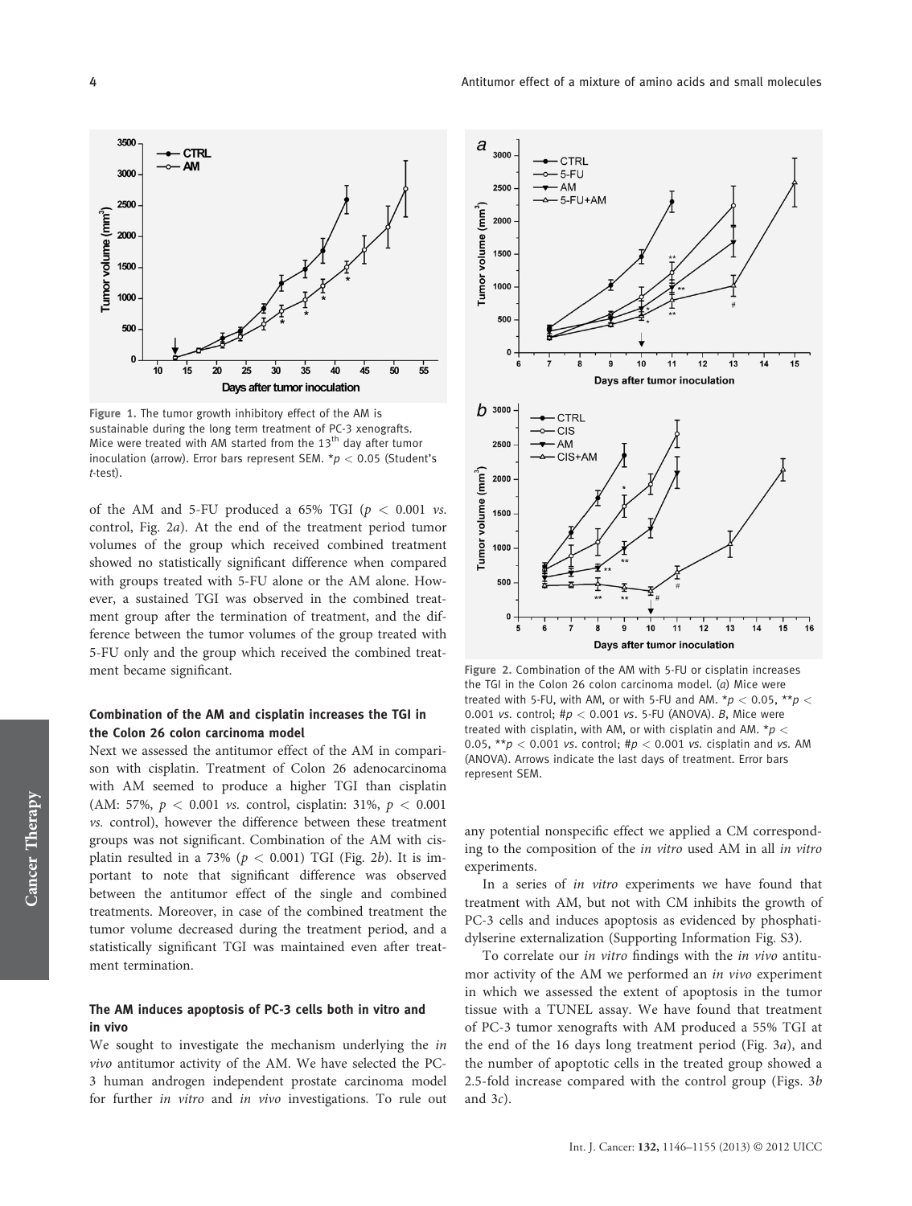Figure 1. The tumor growth inhibitory effect of the AM is sustainable during the long term treatment of PC-3 xenografts. Mice were treated with AM started from the 13[th] day after tumor inoculation (arrow). Error bars represent SEM. $*p < 0.05$ (Student's *t*-test).

of the AM and 5-FU produced a 65% TGI ($p < 0.001$ *vs.* control, Fig. 2*a*). At the end of the treatment period tumor volumes of the group which received combined treatment showed no statistically significant difference when compared with groups treated with 5-FU alone or the AM alone. However, a sustained TGI was observed in the combined treatment group after the termination of treatment, and the difference between the tumor volumes of the group treated with 5-FU only and the group which received the combined treatment became significant.

### Combination of the AM and cisplatin increases the TGI in the Colon 26 colon carcinoma model

Next we assessed the antitumor effect of the AM in comparison with cisplatin. Treatment of Colon 26 adenocarcinoma with AM seemed to produce a higher TGI than cisplatin (AM: 57%, $p < 0.001$ *vs.* control, cisplatin: 31%, $p < 0.001$ *vs.* control), however the difference between these treatment groups was not significant. Combination of the AM with cisplatin resulted in a 73% ($p < 0.001$) TGI (Fig. 2*b*). It is important to note that significant difference was observed between the antitumor effect of the single and combined treatments. Moreover, in case of the combined treatment the tumor volume decreased during the treatment period, and a statistically significant TGI was maintained even after treatment termination.

### The AM induces apoptosis of PC-3 cells both in vitro and in vivo

We sought to investigate the mechanism underlying the *in vivo* antitumor activity of the AM. We have selected the PC-3 human androgen independent prostate carcinoma model for further *in vitro* and *in vivo* investigations. To rule out any potential nonspecific effect we applied a CM corresponding to the composition of the *in vitro* used AM in all *in vitro* experiments.

In a series of *in vitro* experiments we have found that treatment with AM, but not with CM inhibits the growth of PC-3 cells and induces apoptosis as evidenced by phosphatidylserine externalization (Supporting Information Fig. S3).

To correlate our *in vitro* findings with the *in vivo* antitumor activity of the AM we performed an *in vivo* experiment in which we assessed the extent of apoptosis in the tumor tissue with a TUNEL assay. We have found that treatment of PC-3 tumor xenografts with AM produced a 55% TGI at the end of the 16 days long treatment period (Fig. 3*a*), and the number of apoptotic cells in the treated group showed a 2.5-fold increase compared with the control group (Figs. 3*b* and 3*c*).

Figure 2. Combination of the AM with 5-FU or cisplatin increases the TGI in the Colon 26 colon carcinoma model. (*a*) Mice were treated with 5-FU, with AM, or with 5-FU and AM. $*p < 0.05$, $**p < 0.001$ *vs.* control; $\#p < 0.001$ *vs.* 5-FU (ANOVA). *B*, Mice were treated with cisplatin, with AM, or with cisplatin and AM. $*p < 0.05$, $**p < 0.001$ *vs.* control; $\#p < 0.001$ *vs.* cisplatin and *vs.* AM (ANOVA). Arrows indicate the last days of treatment. Error bars represent SEM.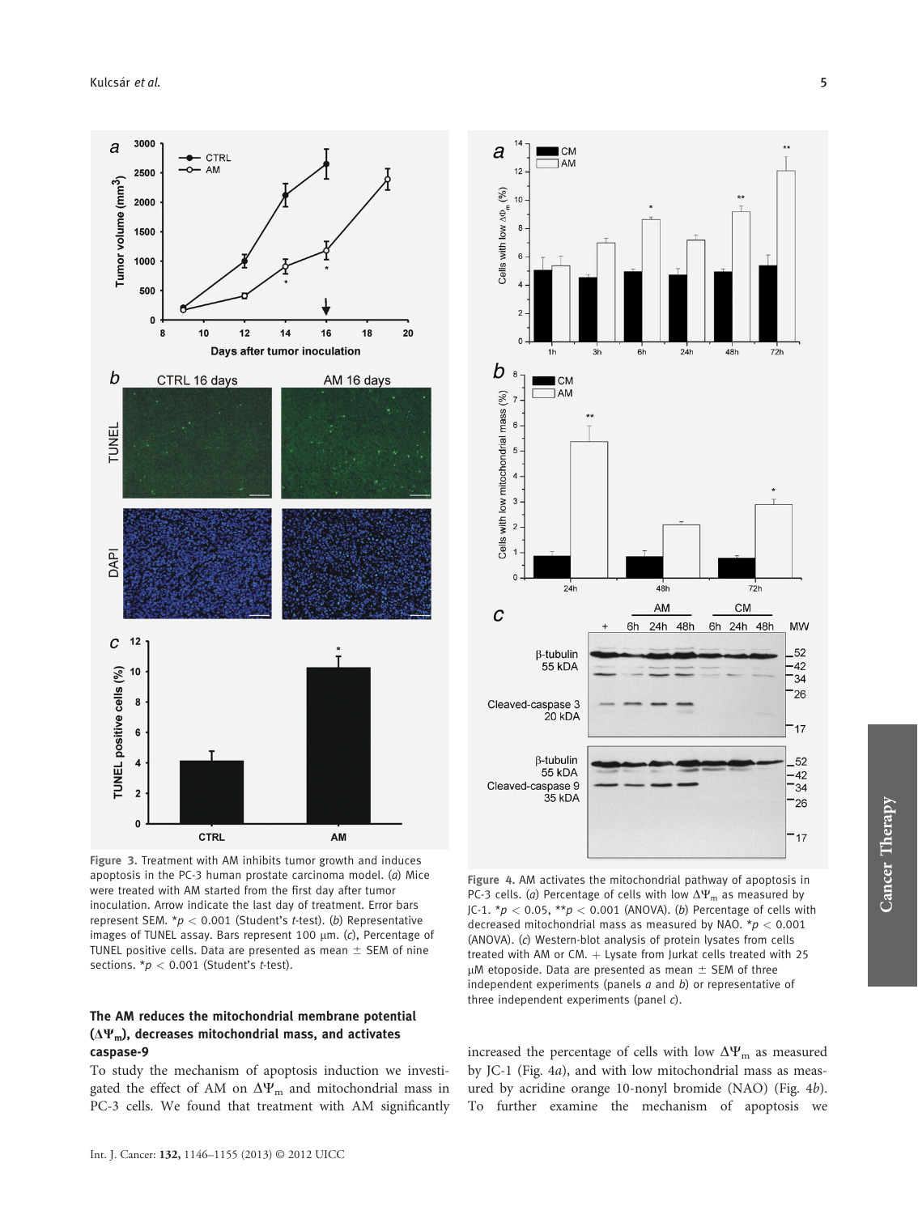Figure 3. Treatment with AM inhibits tumor growth and induces apoptosis in the PC-3 human prostate carcinoma model. (*a*) Mice were treated with AM started from the first day after tumor inoculation. Arrow indicate the last day of treatment. Error bars represent SEM. *$p < 0.001$ (Student's *t*-test). (*b*) Representative images of TUNEL assay. Bars represent 100 μm. (*c*), Percentage of TUNEL positive cells. Data are presented as mean ± SEM of nine sections. *$p < 0.001$ (Student's *t*-test).

Figure 4. AM activates the mitochondrial pathway of apoptosis in PC-3 cells. (*a*) Percentage of cells with low $\Delta\Psi_m$ as measured by JC-1. *$p < 0.05$, **$p < 0.001$ (ANOVA). (*b*) Percentage of cells with decreased mitochondrial mass as measured by NAO. *$p < 0.001$ (ANOVA). (*c*) Western-blot analysis of protein lysates from cells treated with AM or CM. + Lysate from Jurkat cells treated with 25 μM etoposide. Data are presented as mean ± SEM of three independent experiments (panels *a* and *b*) or representative of three independent experiments (panel *c*).

### The AM reduces the mitochondrial membrane potential ($\Delta\Psi_m$), decreases mitochondrial mass, and activates caspase-9

To study the mechanism of apoptosis induction we investigated the effect of AM on $\Delta\Psi_m$ and mitochondrial mass in PC-3 cells. We found that treatment with AM significantly increased the percentage of cells with low $\Delta\Psi_m$ as measured by JC-1 (Fig. 4*a*), and with low mitochondrial mass as measured by acridine orange 10-nonyl bromide (NAO) (Fig. 4*b*). To further examine the mechanism of apoptosis we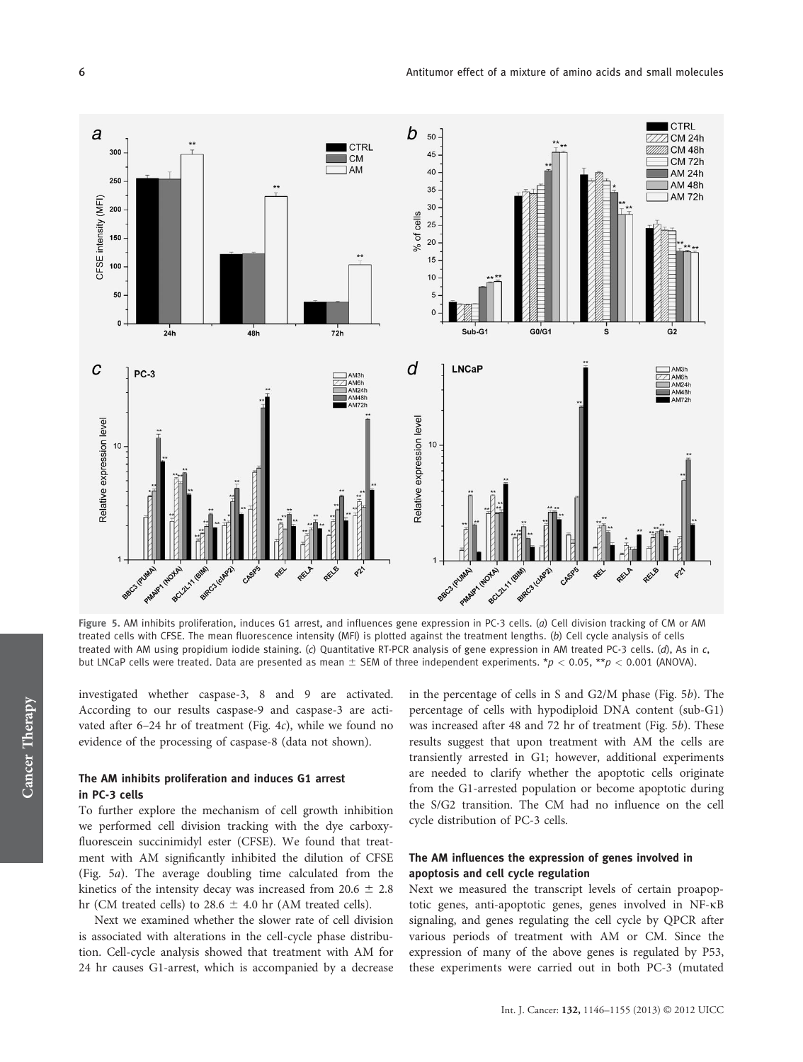Figure 5. AM inhibits proliferation, induces G1 arrest, and influences gene expression in PC-3 cells. (*a*) Cell division tracking of CM or AM treated cells with CFSE. The mean fluorescence intensity (MFI) is plotted against the treatment lengths. (*b*) Cell cycle analysis of cells treated with AM using propidium iodide staining. (*c*) Quantitative RT-PCR analysis of gene expression in AM treated PC-3 cells. (*d*), As in *c*, but LNCaP cells were treated. Data are presented as mean ± SEM of three independent experiments. \*$p < 0.05$, \*\*$p < 0.001$ (ANOVA).

investigated whether caspase-3, 8 and 9 are activated. According to our results caspase-9 and caspase-3 are activated after 6–24 hr of treatment (Fig. 4*c*), while we found no evidence of the processing of caspase-8 (data not shown).

### The AM inhibits proliferation and induces G1 arrest in PC-3 cells

To further explore the mechanism of cell growth inhibition we performed cell division tracking with the dye carboxyfluorescein succinimidyl ester (CFSE). We found that treatment with AM significantly inhibited the dilution of CFSE (Fig. 5*a*). The average doubling time calculated from the kinetics of the intensity decay was increased from 20.6 ± 2.8 hr (CM treated cells) to 28.6 ± 4.0 hr (AM treated cells).

Next we examined whether the slower rate of cell division is associated with alterations in the cell-cycle phase distribution. Cell-cycle analysis showed that treatment with AM for 24 hr causes G1-arrest, which is accompanied by a decrease in the percentage of cells in S and G2/M phase (Fig. 5*b*). The percentage of cells with hypodiploid DNA content (sub-G1) was increased after 48 and 72 hr of treatment (Fig. 5*b*). These results suggest that upon treatment with AM the cells are transiently arrested in G1; however, additional experiments are needed to clarify whether the apoptotic cells originate from the G1-arrested population or become apoptotic during the S/G2 transition. The CM had no influence on the cell cycle distribution of PC-3 cells.

### The AM influences the expression of genes involved in apoptosis and cell cycle regulation

Next we measured the transcript levels of certain proapoptotic genes, anti-apoptotic genes, genes involved in NF-κB signaling, and genes regulating the cell cycle by QPCR after various periods of treatment with AM or CM. Since the expression of many of the above genes is regulated by P53, these experiments were carried out in both PC-3 (mutated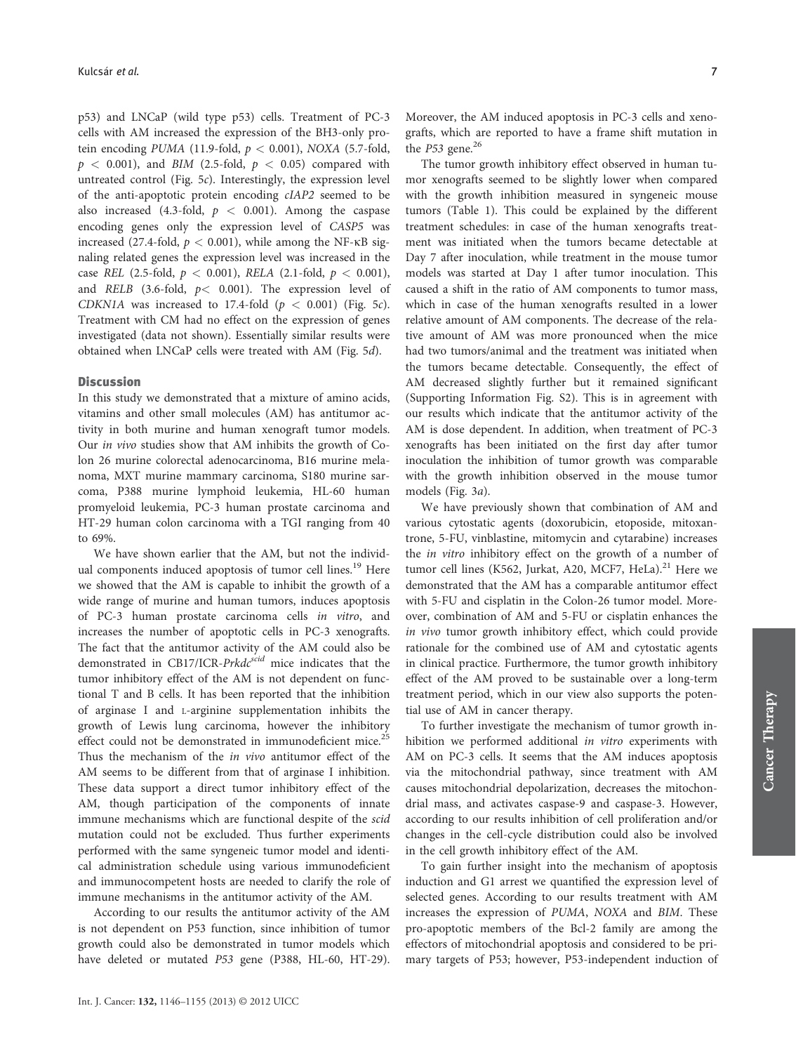p53) and LNCaP (wild type p53) cells. Treatment of PC-3 cells with AM increased the expression of the BH3-only protein encoding *PUMA* (11.9-fold, $p < 0.001$), *NOXA* (5.7-fold, $p < 0.001$), and *BIM* (2.5-fold, $p < 0.05$) compared with untreated control (Fig. 5c). Interestingly, the expression level of the anti-apoptotic protein encoding *cIAP2* seemed to be also increased (4.3-fold, $p < 0.001$). Among the caspase encoding genes only the expression level of *CASP5* was increased (27.4-fold, $p < 0.001$), while among the NF-κB signaling related genes the expression level was increased in the case *REL* (2.5-fold, $p < 0.001$), *RELA* (2.1-fold, $p < 0.001$), and *RELB* (3.6-fold, $p < 0.001$). The expression level of *CDKN1A* was increased to 17.4-fold ($p < 0.001$) (Fig. 5c). Treatment with CM had no effect on the expression of genes investigated (data not shown). Essentially similar results were obtained when LNCaP cells were treated with AM (Fig. 5d).

## Discussion

In this study we demonstrated that a mixture of amino acids, vitamins and other small molecules (AM) has antitumor activity in both murine and human xenograft tumor models. Our *in vivo* studies show that AM inhibits the growth of Colon 26 murine colorectal adenocarcinoma, B16 murine melanoma, MXT murine mammary carcinoma, S180 murine sarcoma, P388 murine lymphoid leukemia, HL-60 human promyeloid leukemia, PC-3 human prostate carcinoma and HT-29 human colon carcinoma with a TGI ranging from 40 to 69%.

We have shown earlier that the AM, but not the individual components induced apoptosis of tumor cell lines.[19] Here we showed that the AM is capable to inhibit the growth of a wide range of murine and human tumors, induces apoptosis of PC-3 human prostate carcinoma cells *in vitro*, and increases the number of apoptotic cells in PC-3 xenografts. The fact that the antitumor activity of the AM could also be demonstrated in CB17/ICR-*Prkdc^scid^* mice indicates that the tumor inhibitory effect of the AM is not dependent on functional T and B cells. It has been reported that the inhibition of arginase I and L-arginine supplementation inhibits the growth of Lewis lung carcinoma, however the inhibitory effect could not be demonstrated in immunodeficient mice.[25] Thus the mechanism of the *in vivo* antitumor effect of the AM seems to be different from that of arginase I inhibition. These data support a direct tumor inhibitory effect of the AM, though participation of the components of innate immune mechanisms which are functional despite of the *scid* mutation could not be excluded. Thus further experiments performed with the same syngeneic tumor model and identical administration schedule using various immunodeficient and immunocompetent hosts are needed to clarify the role of immune mechanisms in the antitumor activity of the AM.

According to our results the antitumor activity of the AM is not dependent on P53 function, since inhibition of tumor growth could also be demonstrated in tumor models which have deleted or mutated *P53* gene (P388, HL-60, HT-29). Moreover, the AM induced apoptosis in PC-3 cells and xenografts, which are reported to have a frame shift mutation in the *P53* gene.[26]

The tumor growth inhibitory effect observed in human tumor xenografts seemed to be slightly lower when compared with the growth inhibition measured in syngeneic mouse tumors (Table 1). This could be explained by the different treatment schedules: in case of the human xenografts treatment was initiated when the tumors became detectable at Day 7 after inoculation, while treatment in the mouse tumor models was started at Day 1 after tumor inoculation. This caused a shift in the ratio of AM components to tumor mass, which in case of the human xenografts resulted in a lower relative amount of AM components. The decrease of the relative amount of AM was more pronounced when the mice had two tumors/animal and the treatment was initiated when the tumors became detectable. Consequently, the effect of AM decreased slightly further but it remained significant (Supporting Information Fig. S2). This is in agreement with our results which indicate that the antitumor activity of the AM is dose dependent. In addition, when treatment of PC-3 xenografts has been initiated on the first day after tumor inoculation the inhibition of tumor growth was comparable with the growth inhibition observed in the mouse tumor models (Fig. 3a).

We have previously shown that combination of AM and various cytostatic agents (doxorubicin, etoposide, mitoxantrone, 5-FU, vinblastine, mitomycin and cytarabine) increases the *in vitro* inhibitory effect on the growth of a number of tumor cell lines (K562, Jurkat, A20, MCF7, HeLa).[21] Here we demonstrated that the AM has a comparable antitumor effect with 5-FU and cisplatin in the Colon-26 tumor model. Moreover, combination of AM and 5-FU or cisplatin enhances the *in vivo* tumor growth inhibitory effect, which could provide rationale for the combined use of AM and cytostatic agents in clinical practice. Furthermore, the tumor growth inhibitory effect of the AM proved to be sustainable over a long-term treatment period, which in our view also supports the potential use of AM in cancer therapy.

To further investigate the mechanism of tumor growth inhibition we performed additional *in vitro* experiments with AM on PC-3 cells. It seems that the AM induces apoptosis via the mitochondrial pathway, since treatment with AM causes mitochondrial depolarization, decreases the mitochondrial mass, and activates caspase-9 and caspase-3. However, according to our results inhibition of cell proliferation and/or changes in the cell-cycle distribution could also be involved in the cell growth inhibitory effect of the AM.

To gain further insight into the mechanism of apoptosis induction and G1 arrest we quantified the expression level of selected genes. According to our results treatment with AM increases the expression of *PUMA*, *NOXA* and *BIM*. These pro-apoptotic members of the Bcl-2 family are among the effectors of mitochondrial apoptosis and considered to be primary targets of P53; however, P53-independent induction of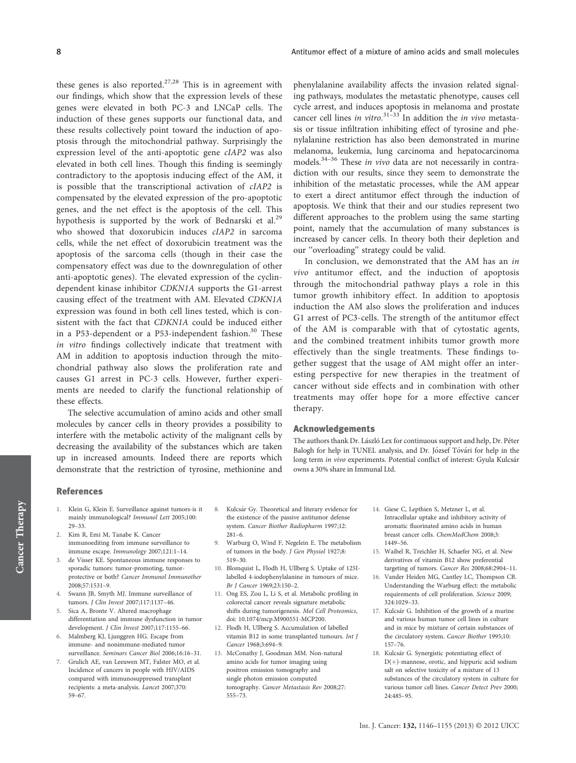these genes is also reported.[27,28] This is in agreement with our findings, which show that the expression levels of these genes were elevated in both PC-3 and LNCaP cells. The induction of these genes supports our functional data, and these results collectively point toward the induction of apoptosis through the mitochondrial pathway. Surprisingly the expression level of the anti-apoptotic gene *cIAP2* was also elevated in both cell lines. Though this finding is seemingly contradictory to the apoptosis inducing effect of the AM, it is possible that the transcriptional activation of *cIAP2* is compensated by the elevated expression of the pro-apoptotic genes, and the net effect is the apoptosis of the cell. This hypothesis is supported by the work of Bednarski et al.[29] who showed that doxorubicin induces *cIAP2* in sarcoma cells, while the net effect of doxorubicin treatment was the apoptosis of the sarcoma cells (though in their case the compensatory effect was due to the downregulation of other anti-apoptotic genes). The elevated expression of the cyclin-dependent kinase inhibitor *CDKN1A* supports the G1-arrest causing effect of the treatment with AM. Elevated *CDKN1A* expression was found in both cell lines tested, which is consistent with the fact that *CDKN1A* could be induced either in a P53-dependent or a P53-independent fashion.[30] These *in vitro* findings collectively indicate that treatment with AM in addition to apoptosis induction through the mitochondrial pathway also slows the proliferation rate and causes G1 arrest in PC-3 cells. However, further experiments are needed to clarify the functional relationship of these effects.

The selective accumulation of amino acids and other small molecules by cancer cells in theory provides a possibility to interfere with the metabolic activity of the malignant cells by decreasing the availability of the substances which are taken up in increased amounts. Indeed there are reports which demonstrate that the restriction of tyrosine, methionine and phenylalanine availability affects the invasion related signaling pathways, modulates the metastatic phenotype, causes cell cycle arrest, and induces apoptosis in melanoma and prostate cancer cell lines *in vitro*.[31–33] In addition the *in vivo* metastasis or tissue infiltration inhibiting effect of tyrosine and phenylalanine restriction has also been demonstrated in murine melanoma, leukemia, lung carcinoma and hepatocarcinoma models.[34–36] These *in vivo* data are not necessarily in contradiction with our results, since they seem to demonstrate the inhibition of the metastatic processes, while the AM appear to exert a direct antitumor effect through the induction of apoptosis. We think that their and our studies represent two different approaches to the problem using the same starting point, namely that the accumulation of many substances is increased by cancer cells. In theory both their depletion and our "overloading" strategy could be valid.

In conclusion, we demonstrated that the AM has an *in vivo* antitumor effect, and the induction of apoptosis through the mitochondrial pathway plays a role in this tumor growth inhibitory effect. In addition to apoptosis induction the AM also slows the proliferation and induces G1 arrest of PC3-cells. The strength of the antitumor effect of the AM is comparable with that of cytostatic agents, and the combined treatment inhibits tumor growth more effectively than the single treatments. These findings together suggest that the usage of AM might offer an interesting perspective for new therapies in the treatment of cancer without side effects and in combination with other treatments may offer hope for a more effective cancer therapy.

## Acknowledgements

The authors thank Dr. László Lex for continuous support and help, Dr. Péter Balogh for help in TUNEL analysis, and Dr. József Tóvári for help in the long term *in vivo* experiments. Potential conflict of interest: Gyula Kulcsár owns a 30% share in Immunal Ltd.

## References

1. Klein G, Klein E. Surveillance against tumors-is it mainly immunological? *Immunol Lett* 2005;100: 29–33.
2. Kim R, Emi M, Tanabe K. Cancer immunoediting from immune surveillance to immune escape. *Immunology* 2007;121:1–14.
3. de Visser KE. Spontaneous immune responses to sporadic tumors: tumor-promoting, tumor-protective or both? *Cancer Immunol Immunother* 2008;57:1531–9.
4. Swann JB, Smyth MJ. Immune surveillance of tumors. *J Clin Invest* 2007;117:1137–46.
5. Sica A, Bronte V. Altered macrophage differentiation and immune dysfunction in tumor development. *J Clin Invest* 2007;117:1155–66.
6. Malmberg KJ, Ljunggren HG. Escape from immune- and nonimmune-mediated tumor surveillance. *Seminars Cancer Biol* 2006;16:16–31.
7. Grulich AE, van Leeuwen MT, Falster MO, et al. Incidence of cancers in people with HIV/AIDS compared with immunosuppressed transplant recipients: a meta-analysis. *Lancet* 2007;370: 59–67.
8. Kulcsár Gy. Theoretical and literary evidence for the existence of the passive antitumor defense system. *Cancer Biother Radiopharm* 1997;12: 281–6.
9. Warburg O, Wind F, Negelein E. The metabolism of tumors in the body. *J Gen Physiol* 1927;8: 519–30.
10. Blomquist L, Flodh H, Ullberg S. Uptake of 125I-labelled 4-iodophenylalanine in tumours of mice. *Br J Cancer* 1969;23:150–2.
11. Ong ES, Zou L, Li S, et al. Metabolic profiling in colorectal cancer reveals signature metabolic shifts during tumorigenesis. *Mol Cell Proteomics*, doi: 10.1074/mcp.M900551-MCP200.
12. Flodh H, Ullberg S. Accumulation of labelled vitamin B12 in some transplanted tumours. *Int J Cancer* 1968;3:694–9.
13. McConathy J, Goodman MM. Non-natural amino acids for tumor imaging using positron emission tomography and single photon emission computed tomography. *Cancer Metastasis Rev* 2008;27: 555–73.
14. Giese C, Lepthien S, Metzner L, et al. Intracellular uptake and inhibitory activity of aromatic fluorinated amino acids in human breast cancer cells. *ChemMedChem* 2008;3: 1449–56.
15. Waibel R, Treichler H, Schaefer NG, et al. New derivatives of vitamin B12 show preferential targeting of tumors. *Cancer Res* 2008;68:2904–11.
16. Vander Heiden MG, Cantley LC, Thompson CB. Understanding the Warburg effect: the metabolic requirements of cell proliferation. *Science* 2009; 324:1029–33.
17. Kulcsár G. Inhibition of the growth of a murine and various human tumor cell lines in culture and in mice by mixture of certain substances of the circulatory system. *Cancer Biother* 1995;10: 157–76.
18. Kulcsár G. Synergistic potentiating effect of D(+)-mannose, orotic, and hippuric acid sodium salt on selective toxicity of a mixture of 13 substances of the circulatory system in culture for various tumor cell lines. *Cancer Detect Prev* 2000; 24:485–95.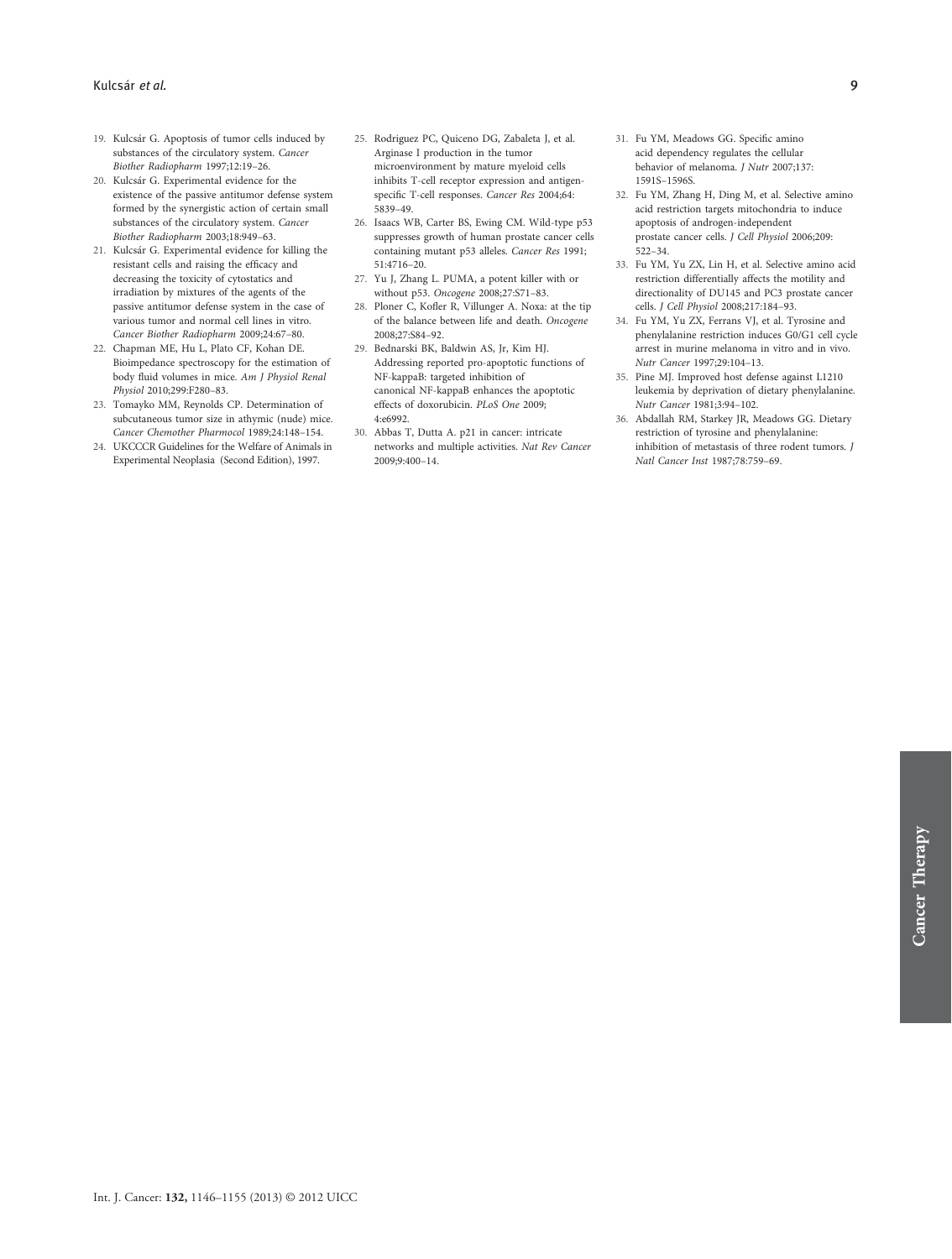19. Kulcsár G. Apoptosis of tumor cells induced by substances of the circulatory system. *Cancer Biother Radiopharm* 1997;12:19–26.
20. Kulcsár G. Experimental evidence for the existence of the passive antitumor defense system formed by the synergistic action of certain small substances of the circulatory system. *Cancer Biother Radiopharm* 2003;18:949–63.
21. Kulcsár G. Experimental evidence for killing the resistant cells and raising the efficacy and decreasing the toxicity of cytostatics and irradiation by mixtures of the agents of the passive antitumor defense system in the case of various tumor and normal cell lines in vitro. *Cancer Biother Radiopharm* 2009;24:67–80.
22. Chapman ME, Hu L, Plato CF, Kohan DE. Bioimpedance spectroscopy for the estimation of body fluid volumes in mice. *Am J Physiol Renal Physiol* 2010;299:F280–83.
23. Tomayko MM, Reynolds CP. Determination of subcutaneous tumor size in athymic (nude) mice. *Cancer Chemother Pharmocol* 1989;24:148–154.
24. UKCCCR Guidelines for the Welfare of Animals in Experimental Neoplasia (Second Edition), 1997.
25. Rodriguez PC, Quiceno DG, Zabaleta J, et al. Arginase I production in the tumor microenvironment by mature myeloid cells inhibits T-cell receptor expression and antigen-specific T-cell responses. *Cancer Res* 2004;64: 5839–49.
26. Isaacs WB, Carter BS, Ewing CM. Wild-type p53 suppresses growth of human prostate cancer cells containing mutant p53 alleles. *Cancer Res* 1991; 51:4716–20.
27. Yu J, Zhang L. PUMA, a potent killer with or without p53. *Oncogene* 2008;27:S71–83.
28. Ploner C, Kofler R, Villunger A. Noxa: at the tip of the balance between life and death. *Oncogene* 2008;27:S84–92.
29. Bednarski BK, Baldwin AS, Jr, Kim HJ. Addressing reported pro-apoptotic functions of NF-kappaB: targeted inhibition of canonical NF-kappaB enhances the apoptotic effects of doxorubicin. *PLoS One* 2009; 4:e6992.
30. Abbas T, Dutta A. p21 in cancer: intricate networks and multiple activities. *Nat Rev Cancer* 2009;9:400–14.
31. Fu YM, Meadows GG. Specific amino acid dependency regulates the cellular behavior of melanoma. *J Nutr* 2007;137: 1591S–1596S.
32. Fu YM, Zhang H, Ding M, et al. Selective amino acid restriction targets mitochondria to induce apoptosis of androgen-independent prostate cancer cells. *J Cell Physiol* 2006;209: 522–34.
33. Fu YM, Yu ZX, Lin H, et al. Selective amino acid restriction differentially affects the motility and directionality of DU145 and PC3 prostate cancer cells. *J Cell Physiol* 2008;217:184–93.
34. Fu YM, Yu ZX, Ferrans VJ, et al. Tyrosine and phenylalanine restriction induces G0/G1 cell cycle arrest in murine melanoma in vitro and in vivo. *Nutr Cancer* 1997;29:104–13.
35. Pine MJ. Improved host defense against L1210 leukemia by deprivation of dietary phenylalanine. *Nutr Cancer* 1981;3:94–102.
36. Abdallah RM, Starkey JR, Meadows GG. Dietary restriction of tyrosine and phenylalanine: inhibition of metastasis of three rodent tumors. *J Natl Cancer Inst* 1987;78:759–69.